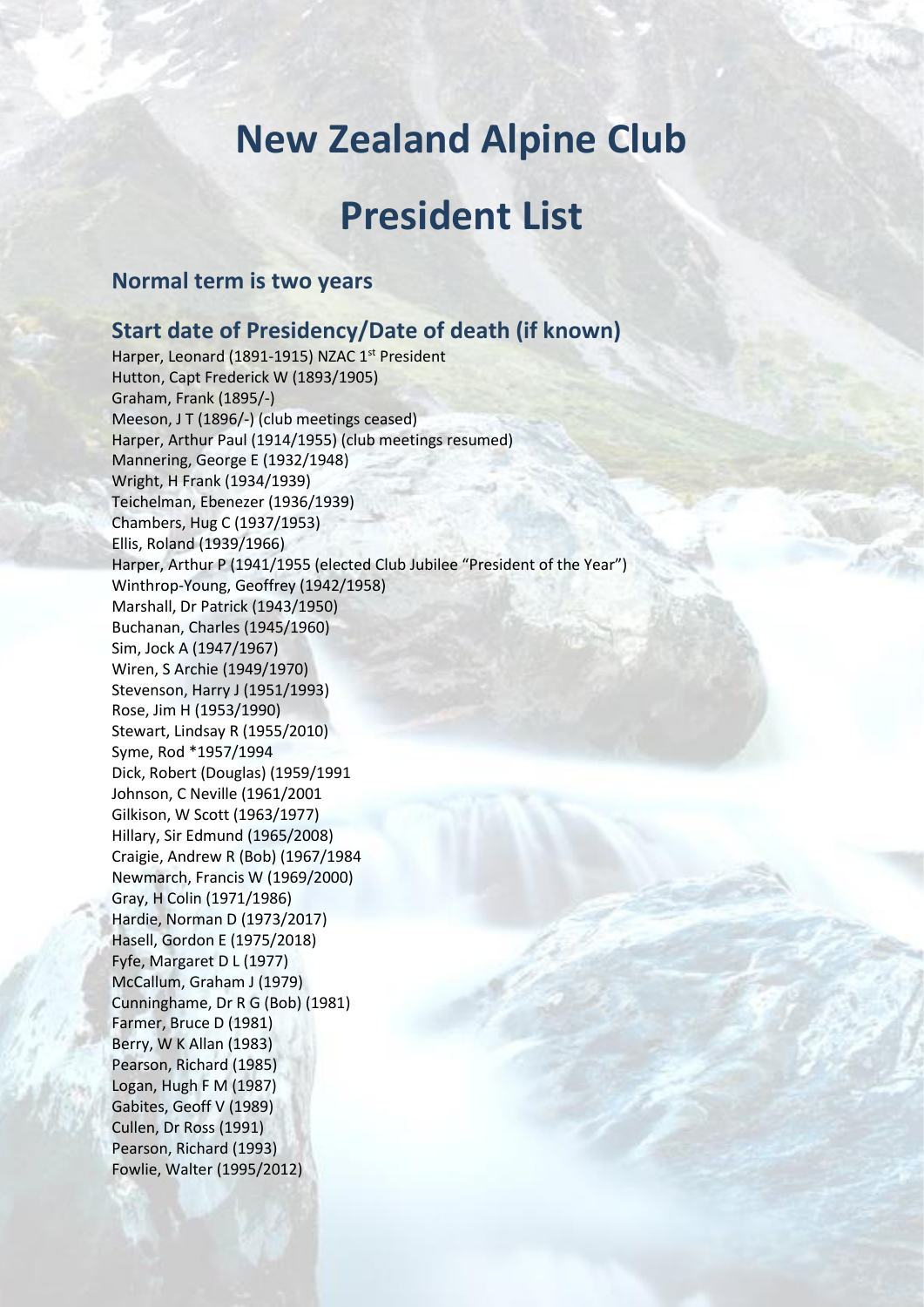# New Zealand Alpine Club

# President List

## Normal term is two years

## Start date of Presidency/Date of death (if known)

Harper, Leonard (1891-1915) NZAC 1st President
Hutton, Capt Frederick W (1893/1905)
Graham, Frank (1895/-)
Meeson, J T (1896/-) (club meetings ceased)
Harper, Arthur Paul (1914/1955) (club meetings resumed)
Mannering, George E (1932/1948)
Wright, H Frank (1934/1939)
Teichelman, Ebenezer (1936/1939)
Chambers, Hug C (1937/1953)
Ellis, Roland (1939/1966)
Harper, Arthur P (1941/1955 (elected Club Jubilee "President of the Year")
Winthrop-Young, Geoffrey (1942/1958)
Marshall, Dr Patrick (1943/1950)
Buchanan, Charles (1945/1960)
Sim, Jock A (1947/1967)
Wiren, S Archie (1949/1970)
Stevenson, Harry J (1951/1993)
Rose, Jim H (1953/1990)
Stewart, Lindsay R (1955/2010)
Syme, Rod *1957/1994
Dick, Robert (Douglas) (1959/1991
Johnson, C Neville (1961/2001
Gilkison, W Scott (1963/1977)
Hillary, Sir Edmund (1965/2008)
Craigie, Andrew R (Bob) (1967/1984
Newmarch, Francis W (1969/2000)
Gray, H Colin (1971/1986)
Hardie, Norman D (1973/2017)
Hasell, Gordon E (1975/2018)
Fyfe, Margaret D L (1977)
McCallum, Graham J (1979)
Cunninghame, Dr R G (Bob) (1981)
Farmer, Bruce D (1981)
Berry, W K Allan (1983)
Pearson, Richard (1985)
Logan, Hugh F M (1987)
Gabites, Geoff V (1989)
Cullen, Dr Ross (1991)
Pearson, Richard (1993)
Fowlie, Walter (1995/2012)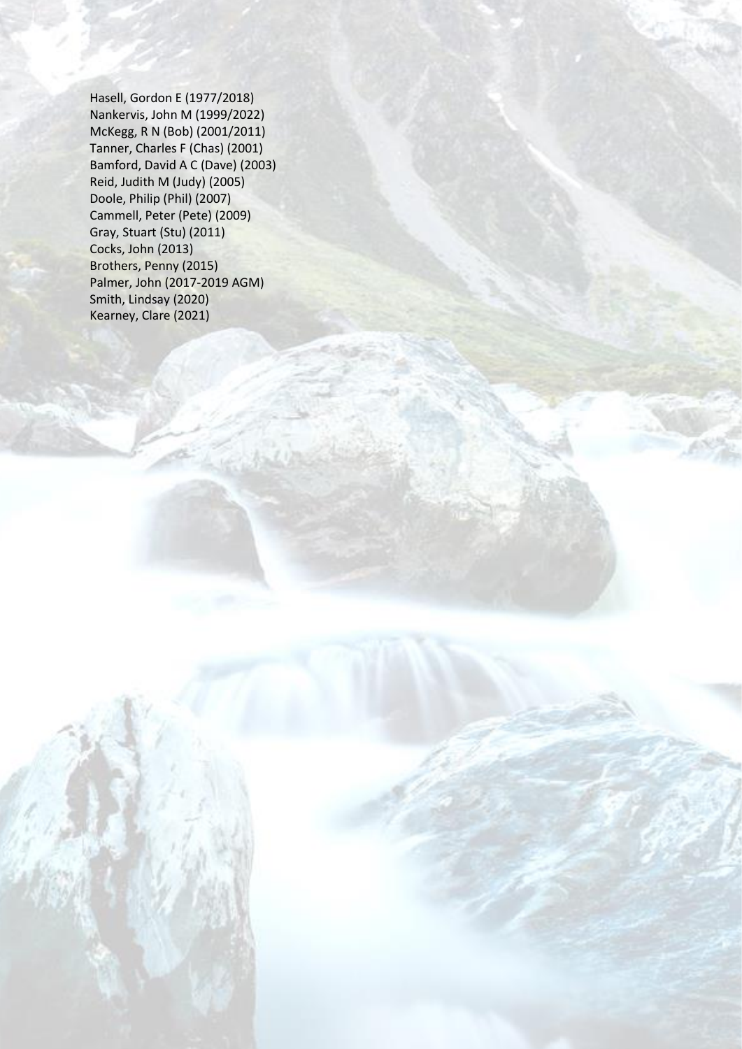Hasell, Gordon E (1977/2018)
Nankervis, John M (1999/2022)
McKegg, R N (Bob) (2001/2011)
Tanner, Charles F (Chas) (2001)
Bamford, David A C (Dave) (2003)
Reid, Judith M (Judy) (2005)
Doole, Philip (Phil) (2007)
Cammell, Peter (Pete) (2009)
Gray, Stuart (Stu) (2011)
Cocks, John (2013)
Brothers, Penny (2015)
Palmer, John (2017-2019 AGM)
Smith, Lindsay (2020)
Kearney, Clare (2021)